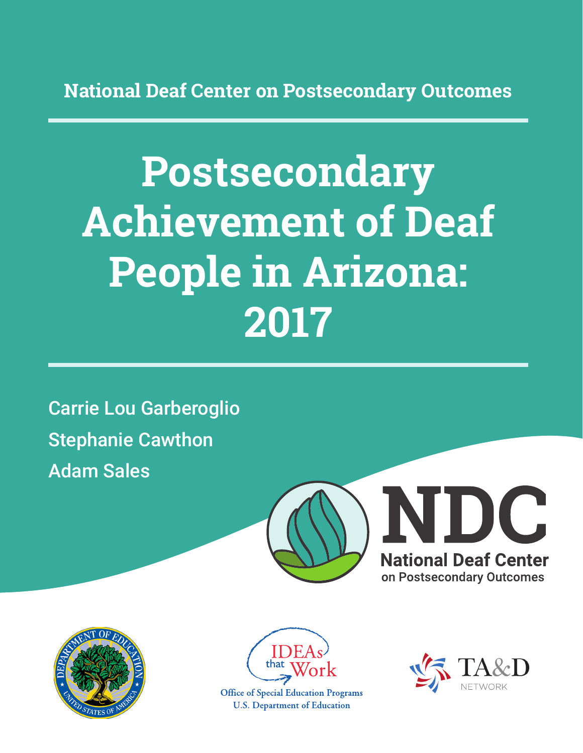National Deaf Center on Postsecondary Outcomes

# Postsecondary Achievement of Deaf People in Arizona: 2017

Carrie Lou Garberoglio

Stephanie Cawthon

Adam Sales

NDC

National Deaf Center on Postsecondary Outcomes

IDEAs that Work

Office of Special Education Programs
U.S. Department of Education

TA&D NETWORK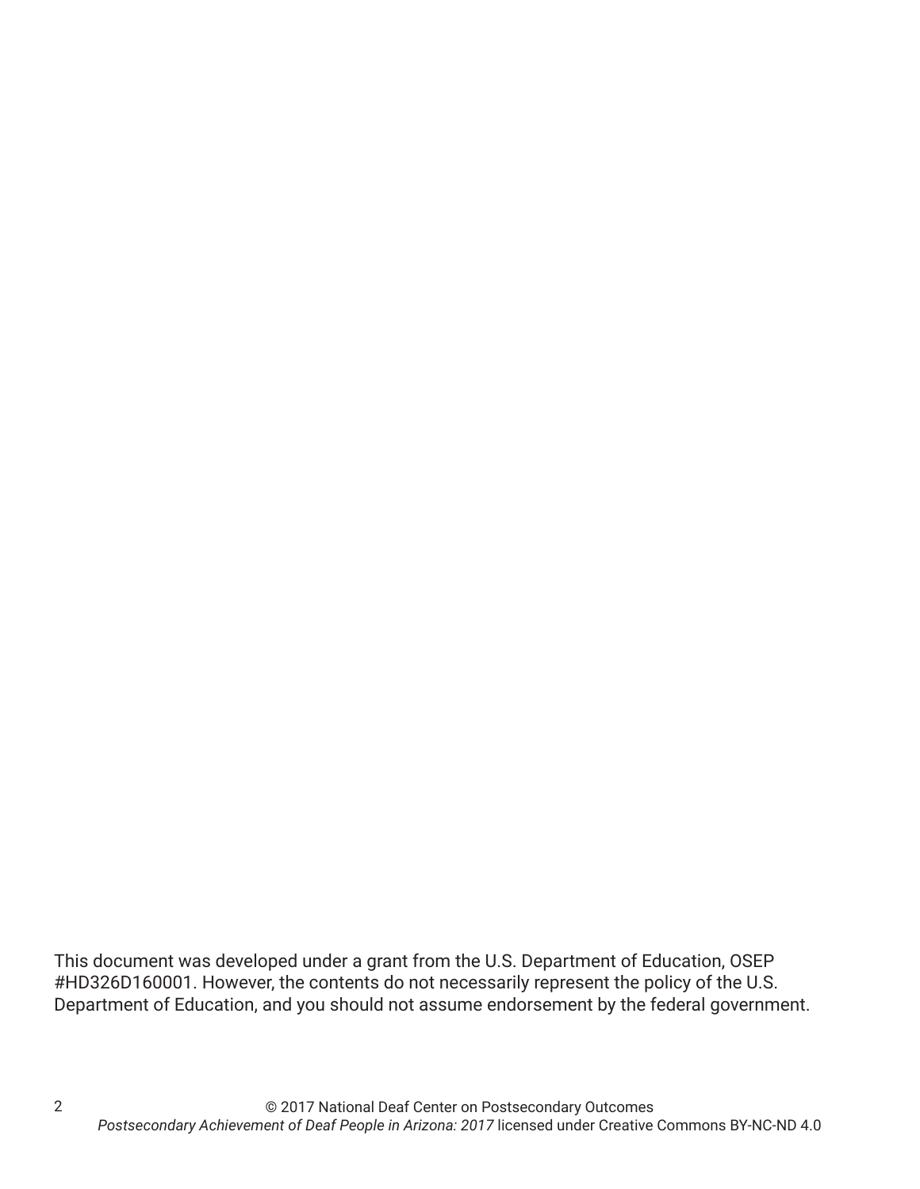This document was developed under a grant from the U.S. Department of Education, OSEP #HD326D160001. However, the contents do not necessarily represent the policy of the U.S. Department of Education, and you should not assume endorsement by the federal government.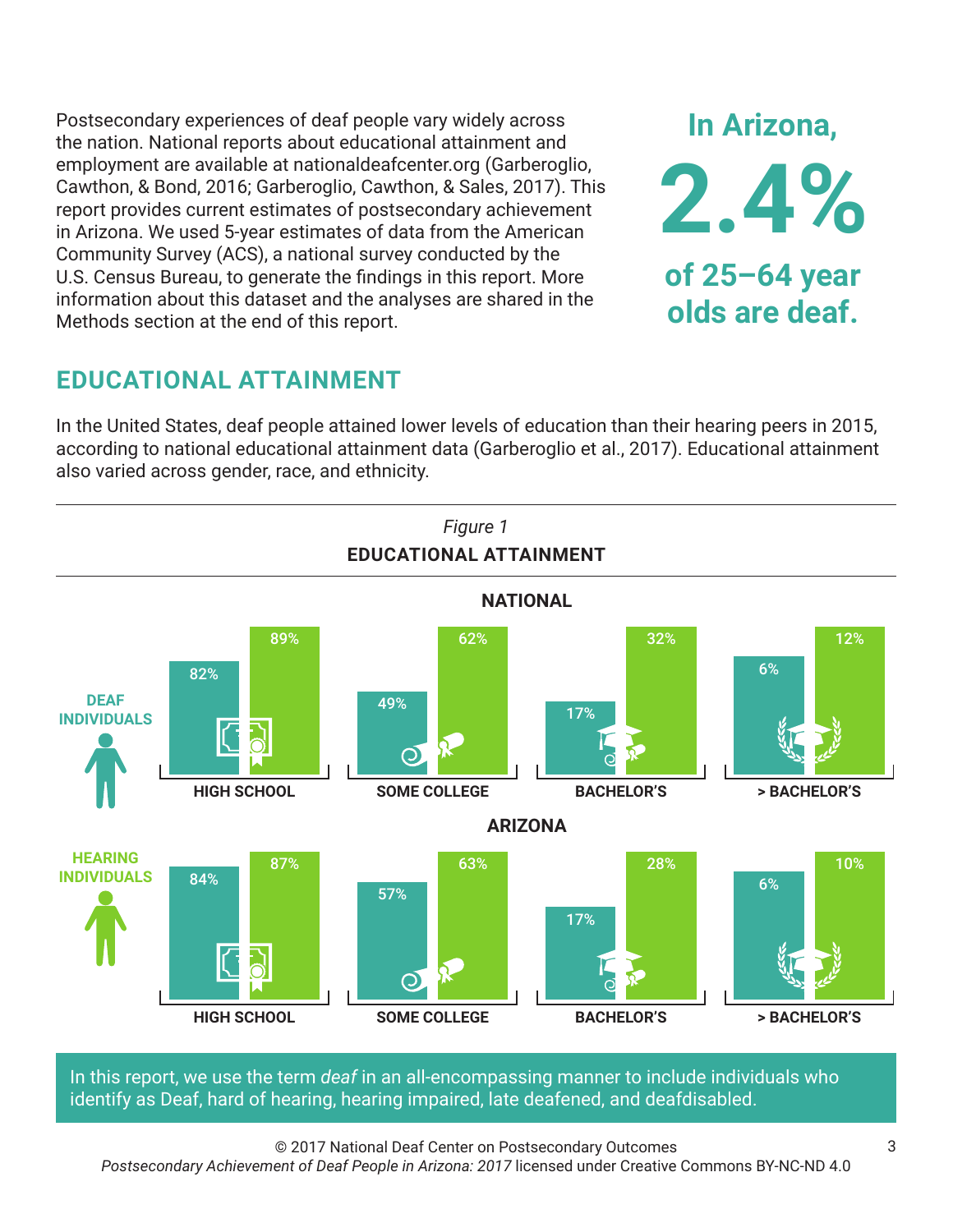Postsecondary experiences of deaf people vary widely across the nation. National reports about educational attainment and employment are available at nationaldeafcenter.org (Garberoglio, Cawthon, & Bond, 2016; Garberoglio, Cawthon, & Sales, 2017). This report provides current estimates of postsecondary achievement in Arizona. We used 5-year estimates of data from the American Community Survey (ACS), a national survey conducted by the U.S. Census Bureau, to generate the findings in this report. More information about this dataset and the analyses are shared in the Methods section at the end of this report.

**In Arizona, 2.4% of 25–64 year olds are deaf.**

## EDUCATIONAL ATTAINMENT

In the United States, deaf people attained lower levels of education than their hearing peers in 2015, according to national educational attainment data (Garberoglio et al., 2017). Educational attainment also varied across gender, race, and ethnicity.

*Figure 1*

**EDUCATIONAL ATTAINMENT**

**NATIONAL**

| | HIGH SCHOOL | SOME COLLEGE | BACHELOR'S | > BACHELOR'S |
|---|---|---|---|---|
| Deaf Individuals | 82% | 49% | 17% | 6% |
| Hearing Individuals | 89% | 62% | 32% | 12% |

**ARIZONA**

| | HIGH SCHOOL | SOME COLLEGE | BACHELOR'S | > BACHELOR'S |
|---|---|---|---|---|
| Deaf Individuals | 84% | 57% | 17% | 6% |
| Hearing Individuals | 87% | 63% | 28% | 10% |

In this report, we use the term *deaf* in an all-encompassing manner to include individuals who identify as Deaf, hard of hearing, hearing impaired, late deafened, and deafdisabled.

© 2017 National Deaf Center on Postsecondary Outcomes
*Postsecondary Achievement of Deaf People in Arizona: 2017* licensed under Creative Commons BY-NC-ND 4.0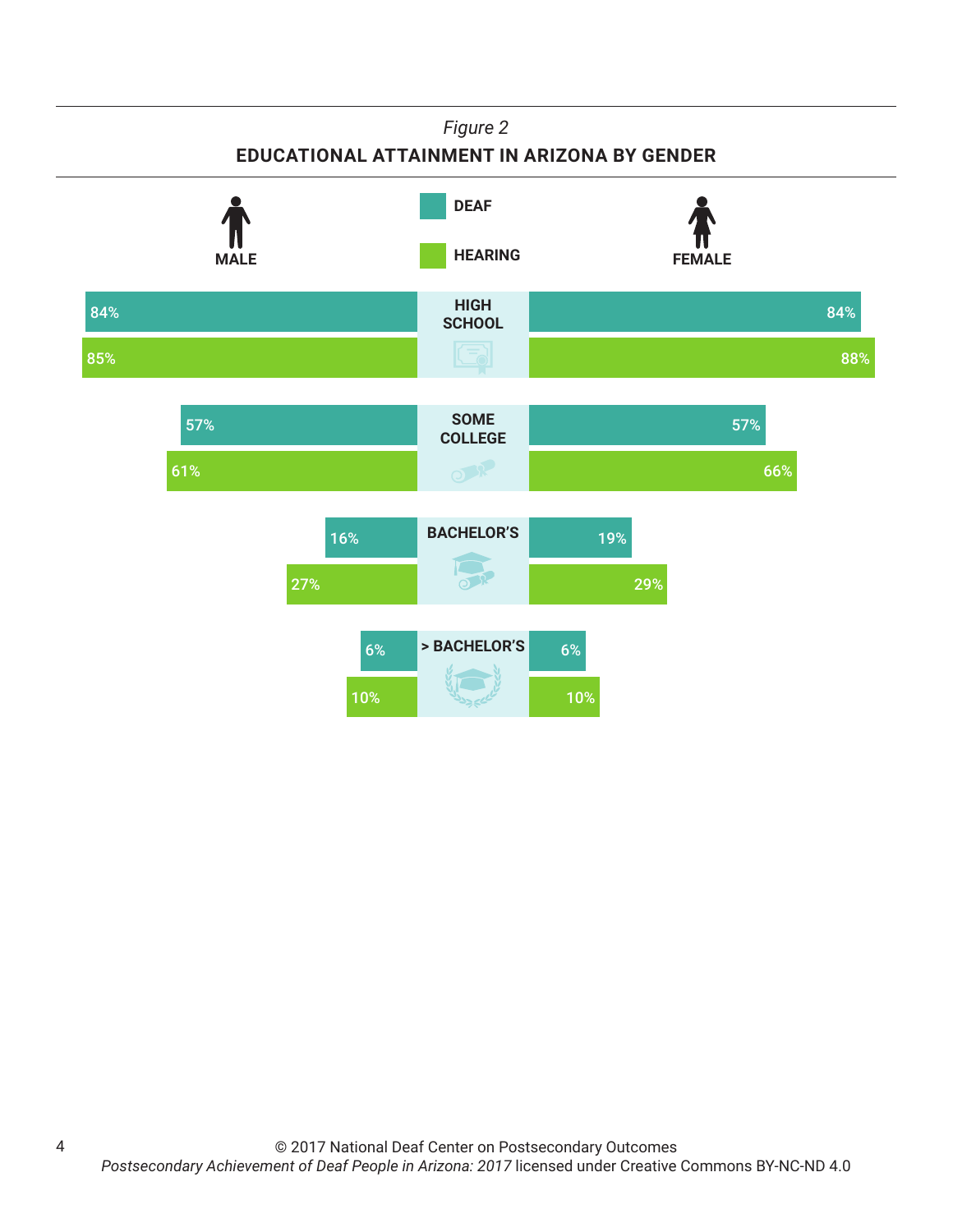*Figure 2*

**EDUCATIONAL ATTAINMENT IN ARIZONA BY GENDER**

| | Male – Deaf | Male – Hearing | Female – Deaf | Female – Hearing |
|---|---|---|---|---|
| HIGH SCHOOL | 84% | 85% | 84% | 88% |
| SOME COLLEGE | 57% | 61% | 57% | 66% |
| BACHELOR'S | 16% | 27% | 19% | 29% |
| > BACHELOR'S | 6% | 10% | 6% | 10% |

© 2017 National Deaf Center on Postsecondary Outcomes
*Postsecondary Achievement of Deaf People in Arizona: 2017* licensed under Creative Commons BY-NC-ND 4.0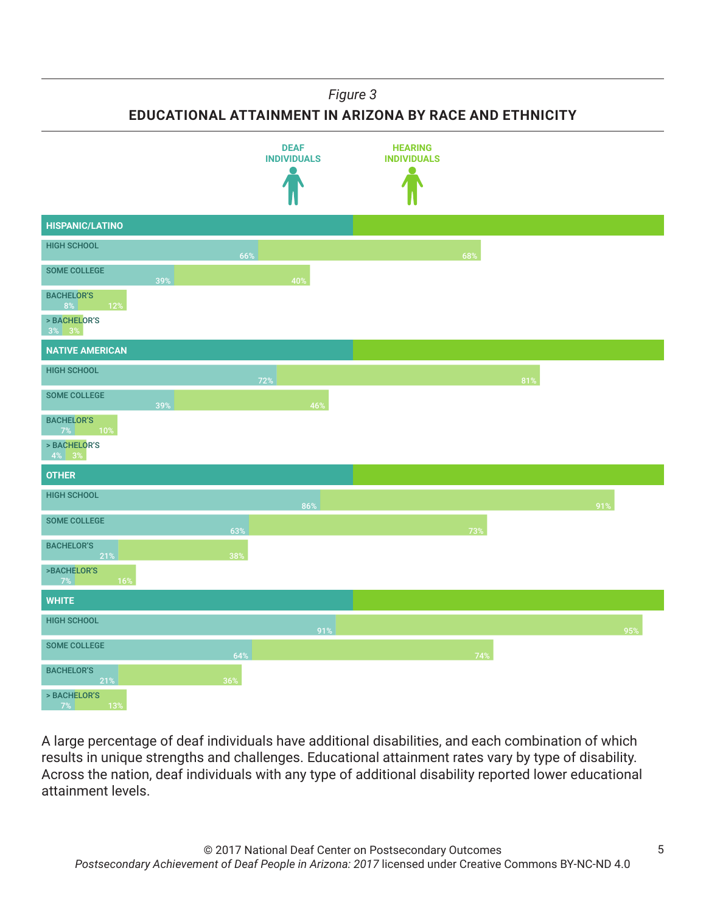*Figure 3*

**EDUCATIONAL ATTAINMENT IN ARIZONA BY RACE AND ETHNICITY**

| | Deaf Individuals | Hearing Individuals |
|---|---|---|
| **HISPANIC/LATINO** | | |
| High School | 66% | 68% |
| Some College | 39% | 40% |
| Bachelor's | 8% | 12% |
| > Bachelor's | 3% | 3% |
| **NATIVE AMERICAN** | | |
| High School | 72% | 81% |
| Some College | 39% | 46% |
| Bachelor's | 7% | 10% |
| > Bachelor's | 4% | 3% |
| **OTHER** | | |
| High School | 86% | 91% |
| Some College | 63% | 73% |
| Bachelor's | 21% | 38% |
| >Bachelor's | 7% | 16% |
| **WHITE** | | |
| High School | 91% | 95% |
| Some College | 64% | 74% |
| Bachelor's | 21% | 36% |
| > Bachelor's | 7% | 13% |

A large percentage of deaf individuals have additional disabilities, and each combination of which results in unique strengths and challenges. Educational attainment rates vary by type of disability. Across the nation, deaf individuals with any type of additional disability reported lower educational attainment levels.

© 2017 National Deaf Center on Postsecondary Outcomes
*Postsecondary Achievement of Deaf People in Arizona: 2017* licensed under Creative Commons BY-NC-ND 4.0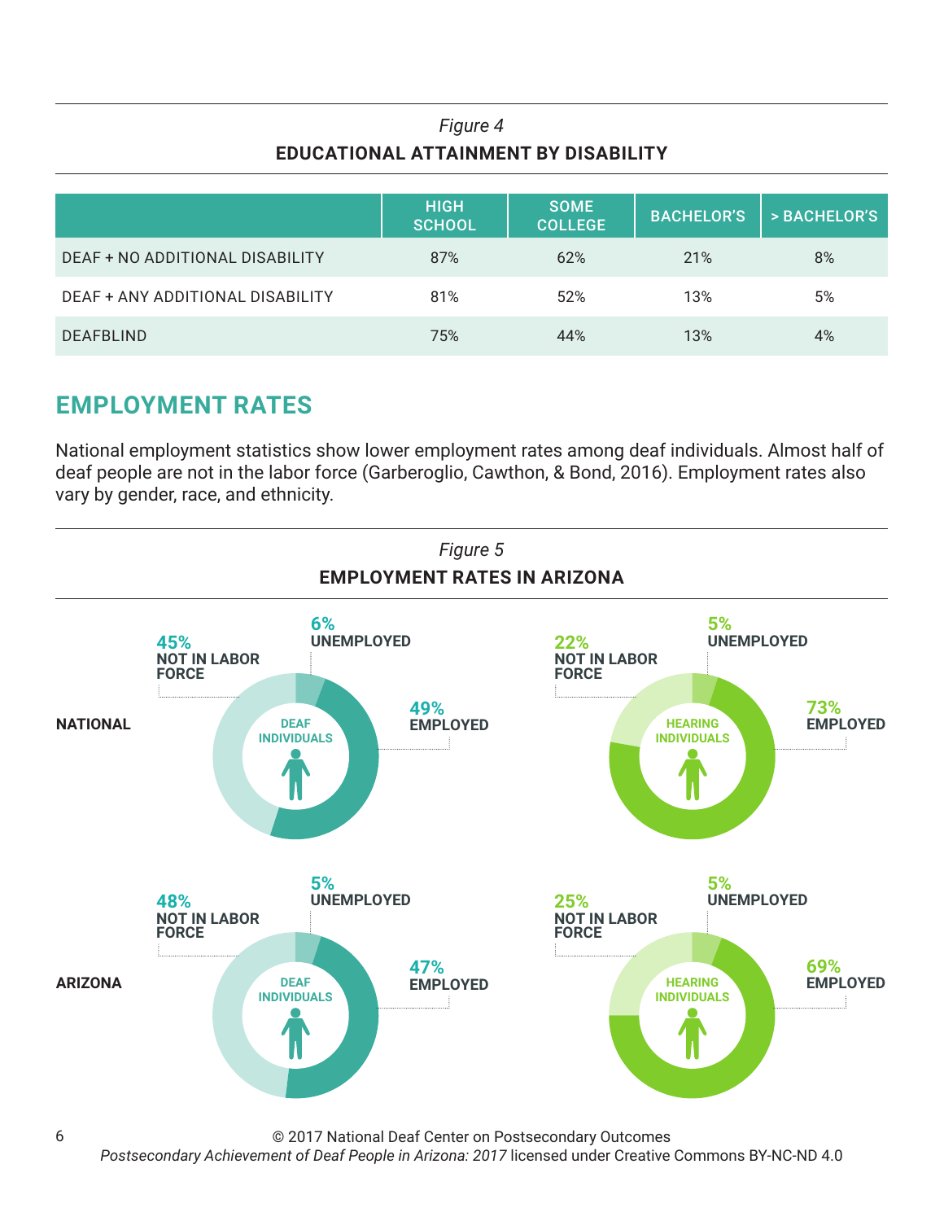*Figure 4*

**EDUCATIONAL ATTAINMENT BY DISABILITY**

| | HIGH SCHOOL | SOME COLLEGE | BACHELOR'S | > BACHELOR'S |
|---|---|---|---|---|
| DEAF + NO ADDITIONAL DISABILITY | 87% | 62% | 21% | 8% |
| DEAF + ANY ADDITIONAL DISABILITY | 81% | 52% | 13% | 5% |
| DEAFBLIND | 75% | 44% | 13% | 4% |

## EMPLOYMENT RATES

National employment statistics show lower employment rates among deaf individuals. Almost half of deaf people are not in the labor force (Garberoglio, Cawthon, & Bond, 2016). Employment rates also vary by gender, race, and ethnicity.

*Figure 5*

**EMPLOYMENT RATES IN ARIZONA**

**NATIONAL**

DEAF INDIVIDUALS: 49% EMPLOYED, 6% UNEMPLOYED, 45% NOT IN LABOR FORCE

HEARING INDIVIDUALS: 73% EMPLOYED, 5% UNEMPLOYED, 22% NOT IN LABOR FORCE

**ARIZONA**

DEAF INDIVIDUALS: 47% EMPLOYED, 5% UNEMPLOYED, 48% NOT IN LABOR FORCE

HEARING INDIVIDUALS: 69% EMPLOYED, 5% UNEMPLOYED, 25% NOT IN LABOR FORCE

© 2017 National Deaf Center on Postsecondary Outcomes
*Postsecondary Achievement of Deaf People in Arizona: 2017* licensed under Creative Commons BY-NC-ND 4.0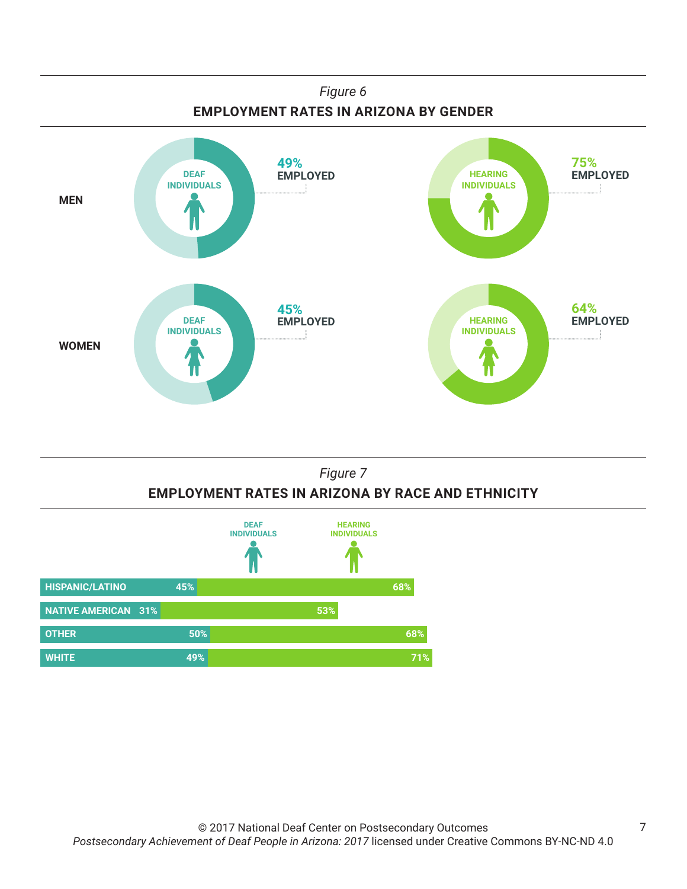*Figure 6*

**EMPLOYMENT RATES IN ARIZONA BY GENDER**

| | Deaf Individuals | Hearing Individuals |
|---|---|---|
| MEN | 49% EMPLOYED | 75% EMPLOYED |
| WOMEN | 45% EMPLOYED | 64% EMPLOYED |

*Figure 7*

**EMPLOYMENT RATES IN ARIZONA BY RACE AND ETHNICITY**

| | DEAF INDIVIDUALS | HEARING INDIVIDUALS |
|---|---|---|
| HISPANIC/LATINO | 45% | 68% |
| NATIVE AMERICAN | 31% | 53% |
| OTHER | 50% | 68% |
| WHITE | 49% | 71% |

© 2017 National Deaf Center on Postsecondary Outcomes
*Postsecondary Achievement of Deaf People in Arizona: 2017* licensed under Creative Commons BY-NC-ND 4.0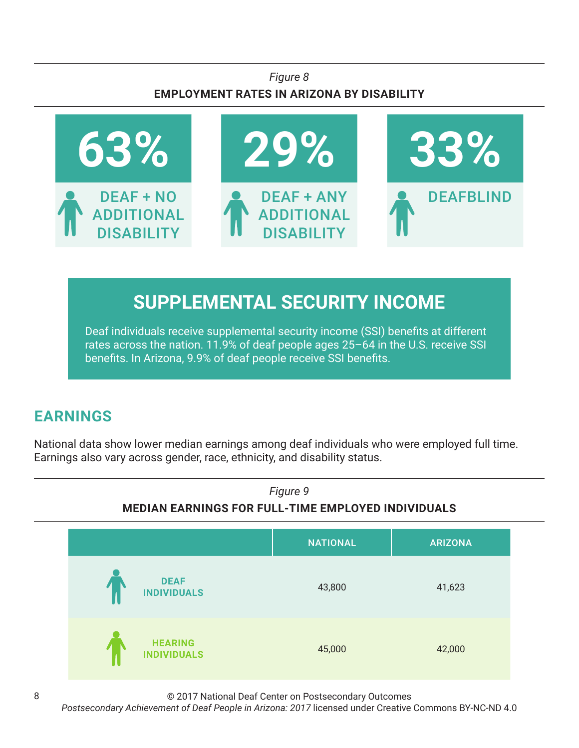*Figure 8*

**EMPLOYMENT RATES IN ARIZONA BY DISABILITY**

| 63% | 29% | 33% |
| --- | --- | --- |
| DEAF + NO ADDITIONAL DISABILITY | DEAF + ANY ADDITIONAL DISABILITY | DEAFBLIND |

## SUPPLEMENTAL SECURITY INCOME

Deaf individuals receive supplemental security income (SSI) benefits at different rates across the nation. 11.9% of deaf people ages 25–64 in the U.S. receive SSI benefits. In Arizona, 9.9% of deaf people receive SSI benefits.

## EARNINGS

National data show lower median earnings among deaf individuals who were employed full time. Earnings also vary across gender, race, ethnicity, and disability status.

*Figure 9*

**MEDIAN EARNINGS FOR FULL-TIME EMPLOYED INDIVIDUALS**

| | NATIONAL | ARIZONA |
| --- | --- | --- |
| DEAF INDIVIDUALS | 43,800 | 41,623 |
| HEARING INDIVIDUALS | 45,000 | 42,000 |

© 2017 National Deaf Center on Postsecondary Outcomes
*Postsecondary Achievement of Deaf People in Arizona: 2017* licensed under Creative Commons BY-NC-ND 4.0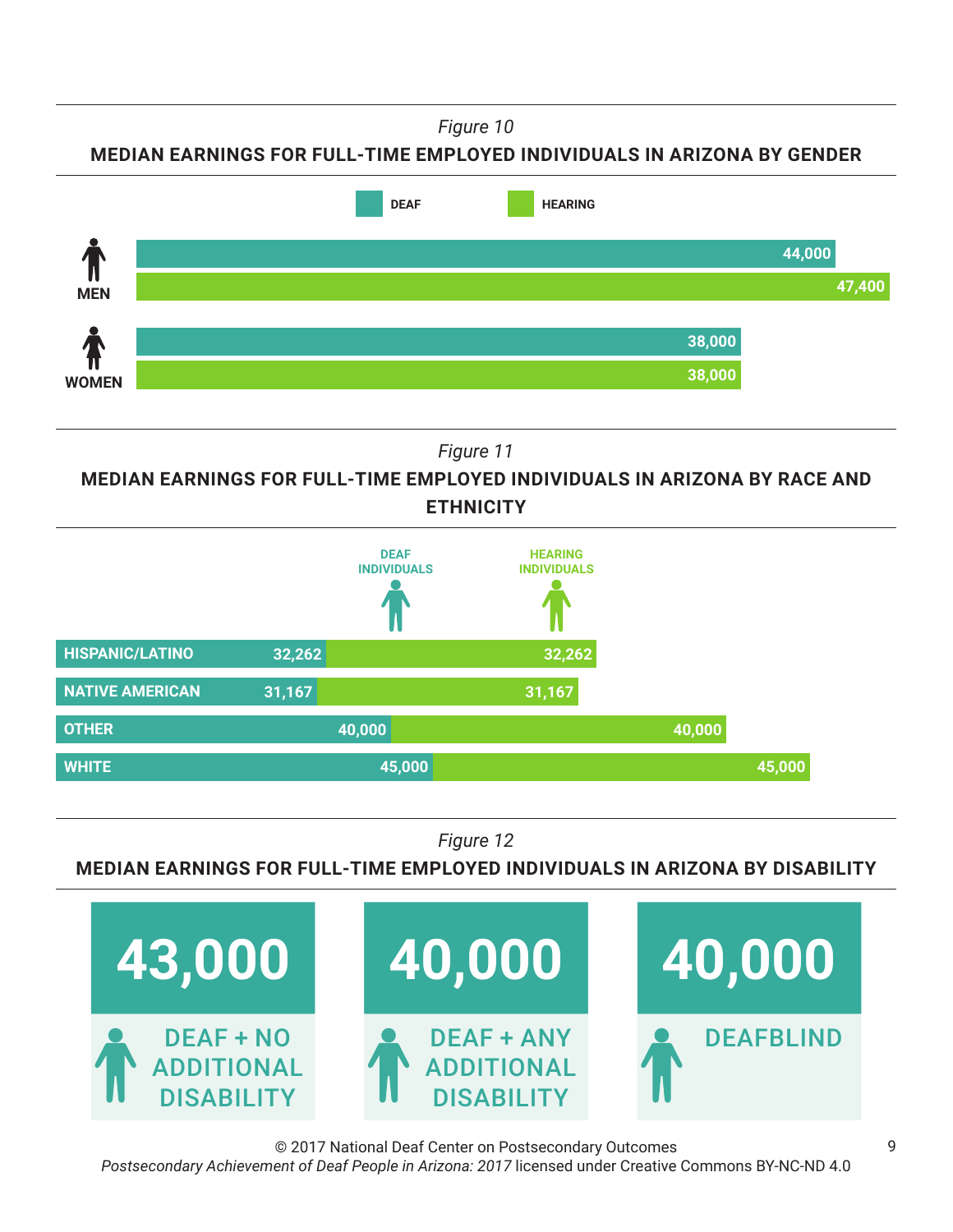*Figure 10*

**MEDIAN EARNINGS FOR FULL-TIME EMPLOYED INDIVIDUALS IN ARIZONA BY GENDER**

| | DEAF | HEARING |
|---|---|---|
| MEN | 44,000 | 47,400 |
| WOMEN | 38,000 | 38,000 |

*Figure 11*

**MEDIAN EARNINGS FOR FULL-TIME EMPLOYED INDIVIDUALS IN ARIZONA BY RACE AND ETHNICITY**

| | DEAF INDIVIDUALS | HEARING INDIVIDUALS |
|---|---|---|
| HISPANIC/LATINO | 32,262 | 32,262 |
| NATIVE AMERICAN | 31,167 | 31,167 |
| OTHER | 40,000 | 40,000 |
| WHITE | 45,000 | 45,000 |

*Figure 12*

**MEDIAN EARNINGS FOR FULL-TIME EMPLOYED INDIVIDUALS IN ARIZONA BY DISABILITY**

| DEAF + NO ADDITIONAL DISABILITY | DEAF + ANY ADDITIONAL DISABILITY | DEAFBLIND |
|---|---|---|
| 43,000 | 40,000 | 40,000 |

© 2017 National Deaf Center on Postsecondary Outcomes
*Postsecondary Achievement of Deaf People in Arizona: 2017* licensed under Creative Commons BY-NC-ND 4.0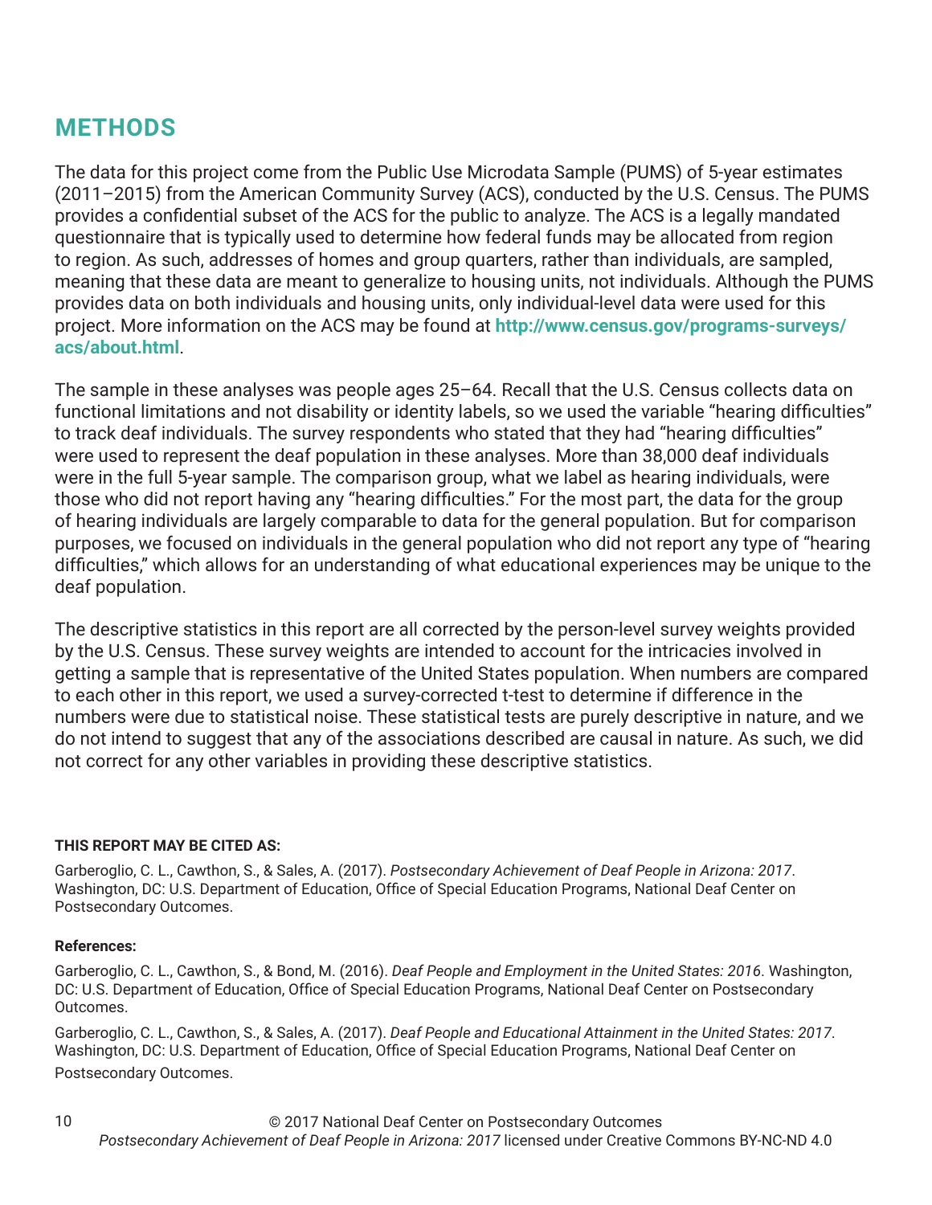# METHODS

The data for this project come from the Public Use Microdata Sample (PUMS) of 5-year estimates (2011–2015) from the American Community Survey (ACS), conducted by the U.S. Census. The PUMS provides a confidential subset of the ACS for the public to analyze. The ACS is a legally mandated questionnaire that is typically used to determine how federal funds may be allocated from region to region. As such, addresses of homes and group quarters, rather than individuals, are sampled, meaning that these data are meant to generalize to housing units, not individuals. Although the PUMS provides data on both individuals and housing units, only individual-level data were used for this project. More information on the ACS may be found at **http://www.census.gov/programs-surveys/acs/about.html**.

The sample in these analyses was people ages 25–64. Recall that the U.S. Census collects data on functional limitations and not disability or identity labels, so we used the variable "hearing difficulties" to track deaf individuals. The survey respondents who stated that they had "hearing difficulties" were used to represent the deaf population in these analyses. More than 38,000 deaf individuals were in the full 5-year sample. The comparison group, what we label as hearing individuals, were those who did not report having any "hearing difficulties." For the most part, the data for the group of hearing individuals are largely comparable to data for the general population. But for comparison purposes, we focused on individuals in the general population who did not report any type of "hearing difficulties," which allows for an understanding of what educational experiences may be unique to the deaf population.

The descriptive statistics in this report are all corrected by the person-level survey weights provided by the U.S. Census. These survey weights are intended to account for the intricacies involved in getting a sample that is representative of the United States population. When numbers are compared to each other in this report, we used a survey-corrected t-test to determine if difference in the numbers were due to statistical noise. These statistical tests are purely descriptive in nature, and we do not intend to suggest that any of the associations described are causal in nature. As such, we did not correct for any other variables in providing these descriptive statistics.

**THIS REPORT MAY BE CITED AS:**

Garberoglio, C. L., Cawthon, S., & Sales, A. (2017). *Postsecondary Achievement of Deaf People in Arizona: 2017*. Washington, DC: U.S. Department of Education, Office of Special Education Programs, National Deaf Center on Postsecondary Outcomes.

**References:**

Garberoglio, C. L., Cawthon, S., & Bond, M. (2016). *Deaf People and Employment in the United States: 2016*. Washington, DC: U.S. Department of Education, Office of Special Education Programs, National Deaf Center on Postsecondary Outcomes.

Garberoglio, C. L., Cawthon, S., & Sales, A. (2017). *Deaf People and Educational Attainment in the United States: 2017*. Washington, DC: U.S. Department of Education, Office of Special Education Programs, National Deaf Center on Postsecondary Outcomes.

© 2017 National Deaf Center on Postsecondary Outcomes
*Postsecondary Achievement of Deaf People in Arizona: 2017* licensed under Creative Commons BY-NC-ND 4.0